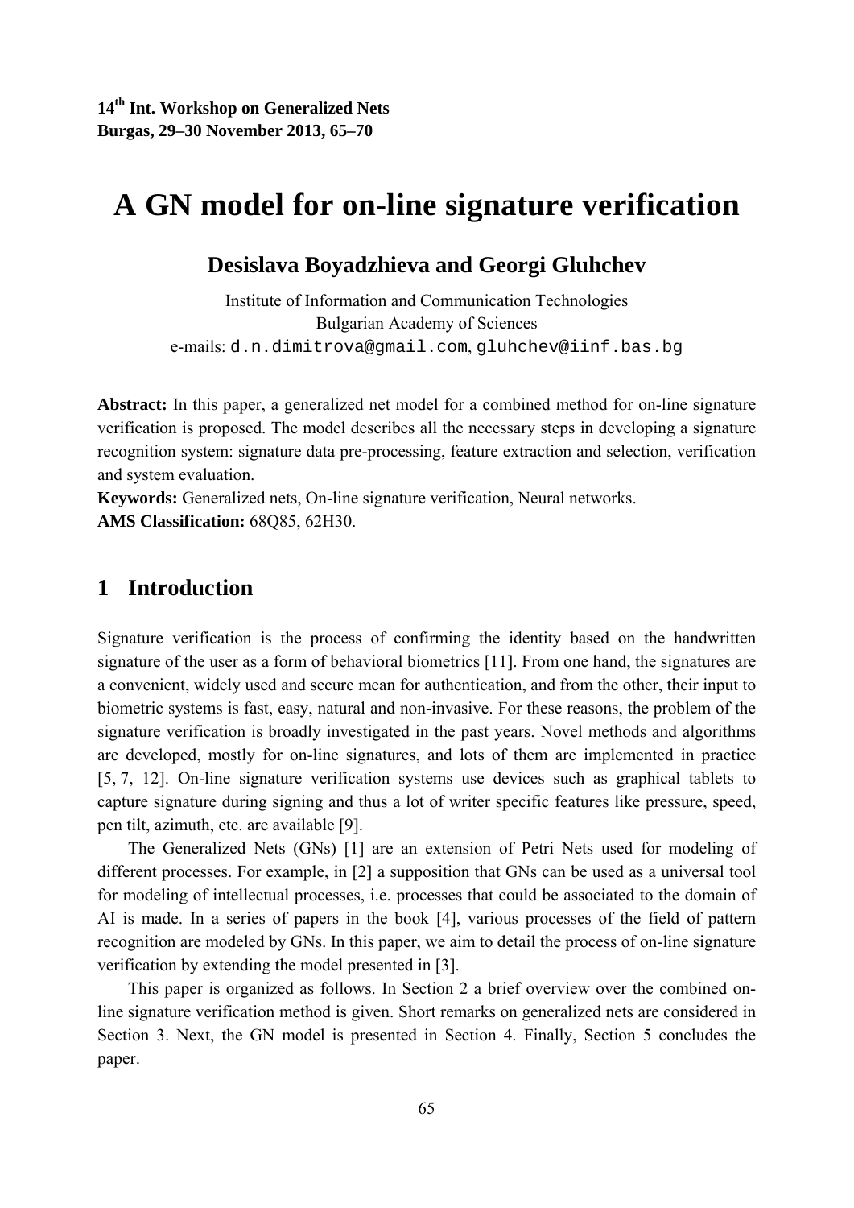**14th Int. Workshop on Generalized Nets**
**Burgas, 29–30 November 2013, 65–70**

# A GN model for on-line signature verification

## Desislava Boyadzhieva and Georgi Gluhchev

Institute of Information and Communication Technologies
Bulgarian Academy of Sciences
e-mails: d.n.dimitrova@gmail.com, gluhchev@iinf.bas.bg

**Abstract:** In this paper, a generalized net model for a combined method for on-line signature verification is proposed. The model describes all the necessary steps in developing a signature recognition system: signature data pre-processing, feature extraction and selection, verification and system evaluation.

**Keywords:** Generalized nets, On-line signature verification, Neural networks.

**AMS Classification:** 68Q85, 62H30.

## 1 Introduction

Signature verification is the process of confirming the identity based on the handwritten signature of the user as a form of behavioral biometrics [11]. From one hand, the signatures are a convenient, widely used and secure mean for authentication, and from the other, their input to biometric systems is fast, easy, natural and non-invasive. For these reasons, the problem of the signature verification is broadly investigated in the past years. Novel methods and algorithms are developed, mostly for on-line signatures, and lots of them are implemented in practice [5, 7, 12]. On-line signature verification systems use devices such as graphical tablets to capture signature during signing and thus a lot of writer specific features like pressure, speed, pen tilt, azimuth, etc. are available [9].

The Generalized Nets (GNs) [1] are an extension of Petri Nets used for modeling of different processes. For example, in [2] a supposition that GNs can be used as a universal tool for modeling of intellectual processes, i.e. processes that could be associated to the domain of AI is made. In a series of papers in the book [4], various processes of the field of pattern recognition are modeled by GNs. In this paper, we aim to detail the process of on-line signature verification by extending the model presented in [3].

This paper is organized as follows. In Section 2 a brief overview over the combined on-line signature verification method is given. Short remarks on generalized nets are considered in Section 3. Next, the GN model is presented in Section 4. Finally, Section 5 concludes the paper.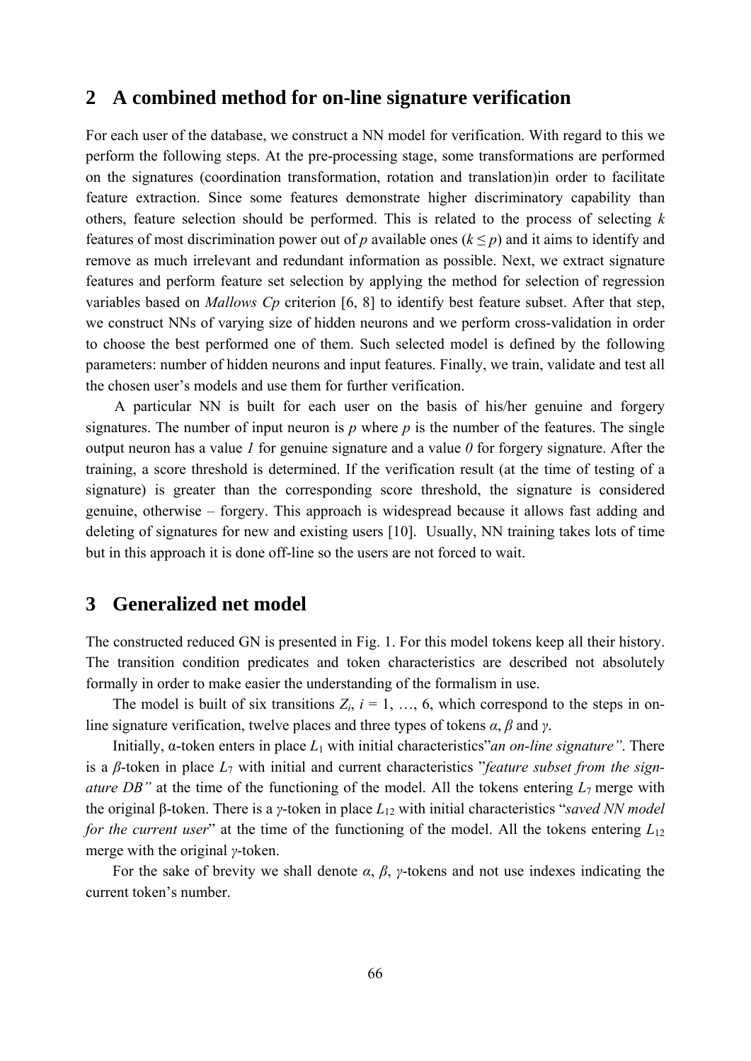## 2 A combined method for on-line signature verification

For each user of the database, we construct a NN model for verification. With regard to this we perform the following steps. At the pre-processing stage, some transformations are performed on the signatures (coordination transformation, rotation and translation)in order to facilitate feature extraction. Since some features demonstrate higher discriminatory capability than others, feature selection should be performed. This is related to the process of selecting $k$ features of most discrimination power out of $p$ available ones ($k \leq p$) and it aims to identify and remove as much irrelevant and redundant information as possible. Next, we extract signature features and perform feature set selection by applying the method for selection of regression variables based on *Mallows Cp* criterion [6, 8] to identify best feature subset. After that step, we construct NNs of varying size of hidden neurons and we perform cross-validation in order to choose the best performed one of them. Such selected model is defined by the following parameters: number of hidden neurons and input features. Finally, we train, validate and test all the chosen user's models and use them for further verification.

A particular NN is built for each user on the basis of his/her genuine and forgery signatures. The number of input neuron is $p$ where $p$ is the number of the features. The single output neuron has a value *1* for genuine signature and a value *0* for forgery signature. After the training, a score threshold is determined. If the verification result (at the time of testing of a signature) is greater than the corresponding score threshold, the signature is considered genuine, otherwise – forgery. This approach is widespread because it allows fast adding and deleting of signatures for new and existing users [10]. Usually, NN training takes lots of time but in this approach it is done off-line so the users are not forced to wait.

## 3 Generalized net model

The constructed reduced GN is presented in Fig. 1. For this model tokens keep all their history. The transition condition predicates and token characteristics are described not absolutely formally in order to make easier the understanding of the formalism in use.

The model is built of six transitions $Z_i$, $i = 1, \ldots, 6$, which correspond to the steps in on-line signature verification, twelve places and three types of tokens $\alpha$, $\beta$ and $\gamma$.

Initially, α-token enters in place $L_1$ with initial characteristics"*an on-line signature"*. There is a $\beta$-token in place $L_7$ with initial and current characteristics "*feature subset from the signature DB"* at the time of the functioning of the model. All the tokens entering $L_7$ merge with the original β-token. There is a $\gamma$-token in place $L_{12}$ with initial characteristics "*saved NN model for the current user*" at the time of the functioning of the model. All the tokens entering $L_{12}$ merge with the original $\gamma$-token.

For the sake of brevity we shall denote $\alpha$, $\beta$, $\gamma$-tokens and not use indexes indicating the current token's number.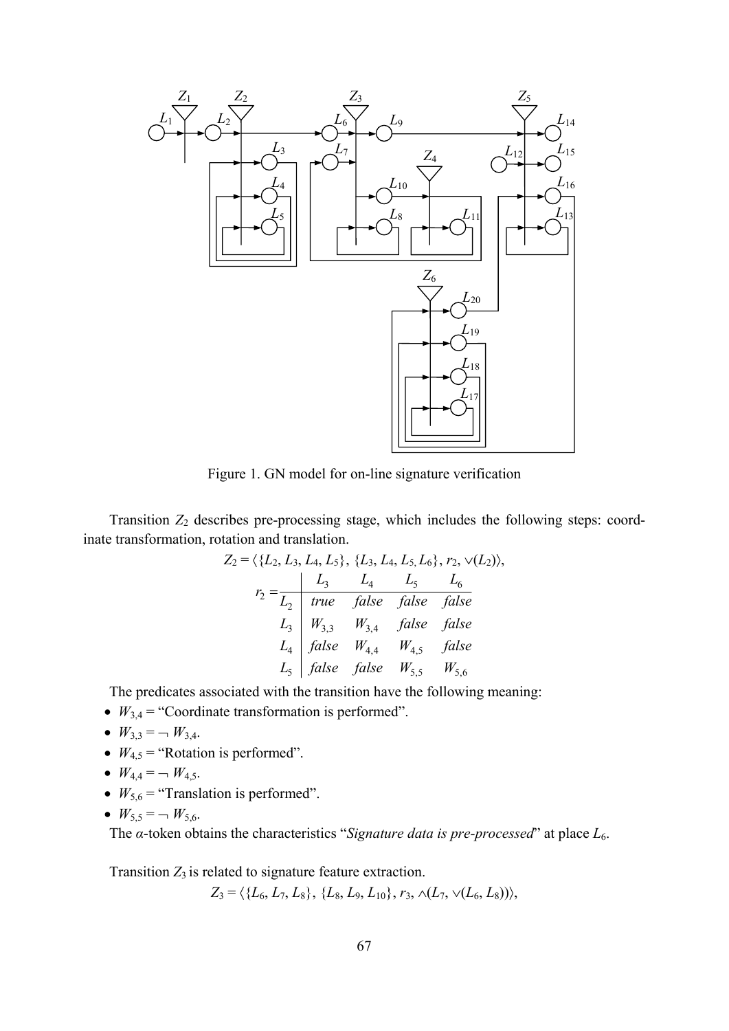Figure 1. GN model for on-line signature verification

Transition $Z_2$ describes pre-processing stage, which includes the following steps: coordinate transformation, rotation and translation.

$$Z_2 = \langle \{L_2, L_3, L_4, L_5\},\ \{L_3, L_4, L_5, L_6\},\ r_2,\ \vee(L_2)\rangle,$$

$r_2 =$

| | $L_3$ | $L_4$ | $L_5$ | $L_6$ |
|---|---|---|---|---|
| $L_2$ | *true* | *false* | *false* | *false* |
| $L_3$ | $W_{3,3}$ | $W_{3,4}$ | *false* | *false* |
| $L_4$ | *false* | $W_{4,4}$ | $W_{4,5}$ | *false* |
| $L_5$ | *false* | *false* | $W_{5,5}$ | $W_{5,6}$ |

The predicates associated with the transition have the following meaning:

- $W_{3,4}$ = "Coordinate transformation is performed".
- $W_{3,3} = \neg\, W_{3,4}$.
- $W_{4,5}$ = "Rotation is performed".
- $W_{4,4} = \neg\, W_{4,5}$.
- $W_{5,6}$ = "Translation is performed".
- $W_{5,5} = \neg\, W_{5,6}$.

The $\alpha$-token obtains the characteristics "*Signature data is pre-processed*" at place $L_6$.

Transition $Z_3$ is related to signature feature extraction.

$$Z_3 = \langle \{L_6, L_7, L_8\},\ \{L_8, L_9, L_{10}\},\ r_3,\ \wedge(L_7, \vee(L_6, L_8))\rangle,$$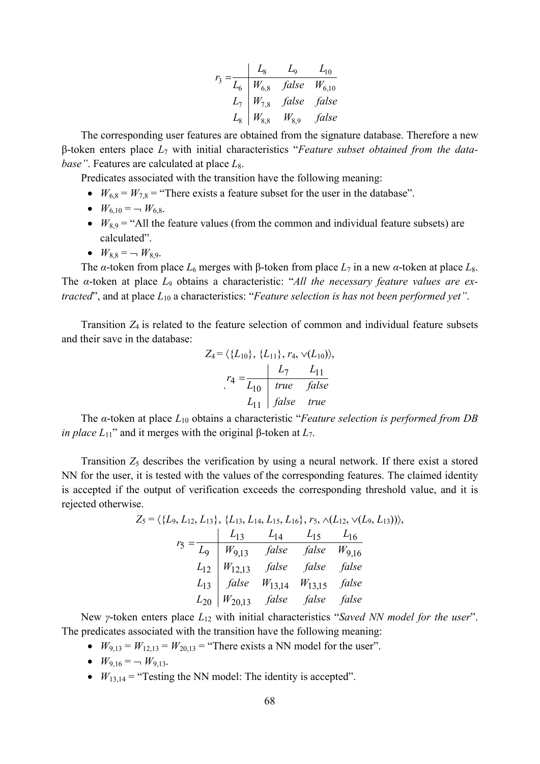$$r_3 = \begin{array}{c|ccc} & L_8 & L_9 & L_{10} \\ \hline L_6 & W_{6,8} & false & W_{6,10} \\ L_7 & W_{7,8} & false & false \\ L_8 & W_{8,8} & W_{8,9} & false \end{array}$$

The corresponding user features are obtained from the signature database. Therefore a new β-token enters place $L_7$ with initial characteristics "*Feature subset obtained from the database"*. Features are calculated at place $L_8$.

Predicates associated with the transition have the following meaning:

- $W_{6,8} = W_{7,8}$ = "There exists a feature subset for the user in the database".
- $W_{6,10} = \neg\, W_{6,8}$.
- $W_{8,9}$ = "All the feature values (from the common and individual feature subsets) are calculated".
- $W_{8,8} = \neg\, W_{8,9}$.

The *α*-token from place $L_6$ merges with β-token from place $L_7$ in a new *α*-token at place $L_8$. The *α*-token at place $L_9$ obtains a characteristic: "*All the necessary feature values are extracted*", and at place $L_{10}$ a characteristics: "*Feature selection is has not been performed yet"*.

Transition $Z_4$ is related to the feature selection of common and individual feature subsets and their save in the database:

$$Z_4 = \langle \{L_{10}\},\ \{L_{11}\},\ r_4,\ \vee(L_{10})\rangle,$$

$$r_4 = \begin{array}{c|cc} & L_7 & L_{11} \\ \hline L_{10} & true & false \\ L_{11} & false & true \end{array}$$

The *α*-token at place $L_{10}$ obtains a characteristic "*Feature selection is performed from DB in place* $L_{11}$" and it merges with the original β-token at $L_7$.

Transition $Z_5$ describes the verification by using a neural network. If there exist a stored NN for the user, it is tested with the values of the corresponding features. The claimed identity is accepted if the output of verification exceeds the corresponding threshold value, and it is rejected otherwise.

$$Z_5 = \langle \{L_9, L_{12}, L_{13}\},\ \{L_{13}, L_{14}, L_{15}, L_{16}\},\ r_5,\ \wedge(L_{12}, \vee(L_9, L_{13}))\rangle,$$

$$r_5 = \begin{array}{c|cccc} & L_{13} & L_{14} & L_{15} & L_{16} \\ \hline L_9 & W_{9,13} & false & false & W_{9,16} \\ L_{12} & W_{12,13} & false & false & false \\ L_{13} & false & W_{13,14} & W_{13,15} & false \\ L_{20} & W_{20,13} & false & false & false \end{array}$$

New *γ*-token enters place $L_{12}$ with initial characteristics "*Saved NN model for the user*". The predicates associated with the transition have the following meaning:

- $W_{9,13} = W_{12,13} = W_{20,13}$ = "There exists a NN model for the user".
- $W_{9,16} = \neg\, W_{9,13}$.
- $W_{13,14}$ = "Testing the NN model: The identity is accepted".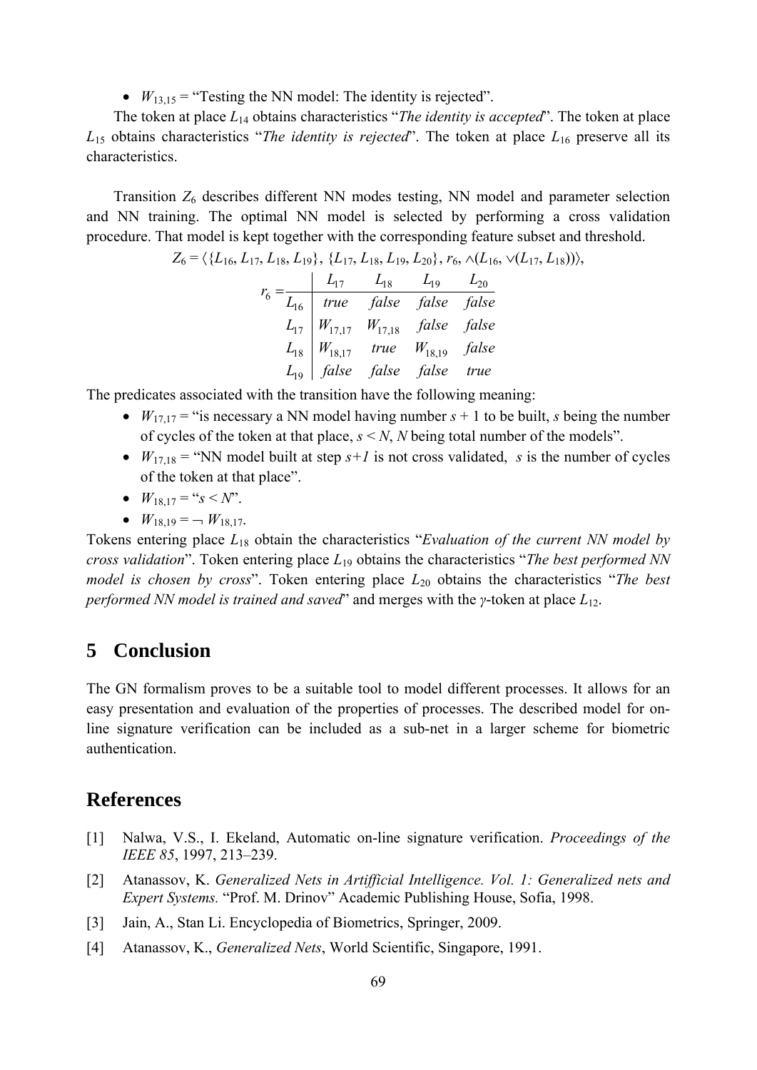- $W_{13,15}$ = "Testing the NN model: The identity is rejected".

The token at place $L_{14}$ obtains characteristics "*The identity is accepted*". The token at place $L_{15}$ obtains characteristics "*The identity is rejected*". The token at place $L_{16}$ preserve all its characteristics.

Transition $Z_6$ describes different NN modes testing, NN model and parameter selection and NN training. The optimal NN model is selected by performing a cross validation procedure. That model is kept together with the corresponding feature subset and threshold.

$$Z_6 = \langle \{L_{16}, L_{17}, L_{18}, L_{19}\}, \{L_{17}, L_{18}, L_{19}, L_{20}\}, r_6, \wedge(L_{16}, \vee(L_{17}, L_{18}))\rangle,$$

$$r_6 = \begin{array}{c|cccc} & L_{17} & L_{18} & L_{19} & L_{20} \\ \hline L_{16} & true & false & false & false \\ L_{17} & W_{17,17} & W_{17,18} & false & false \\ L_{18} & W_{18,17} & true & W_{18,19} & false \\ L_{19} & false & false & false & true \end{array}$$

The predicates associated with the transition have the following meaning:

- $W_{17,17}$ = "is necessary a NN model having number $s + 1$ to be built, $s$ being the number of cycles of the token at that place, $s < N$, $N$ being total number of the models".
- $W_{17,18}$ = "NN model built at step $s+1$ is not cross validated, $s$ is the number of cycles of the token at that place".
- $W_{18,17}$ = "$s < N$".
- $W_{18,19} = \neg W_{18,17}$.

Tokens entering place $L_{18}$ obtain the characteristics "*Evaluation of the current NN model by cross validation*". Token entering place $L_{19}$ obtains the characteristics "*The best performed NN model is chosen by cross*". Token entering place $L_{20}$ obtains the characteristics "*The best performed NN model is trained and saved*" and merges with the $\gamma$-token at place $L_{12}$.

## 5 Conclusion

The GN formalism proves to be a suitable tool to model different processes. It allows for an easy presentation and evaluation of the properties of processes. The described model for on-line signature verification can be included as a sub-net in a larger scheme for biometric authentication.

## References

[1] Nalwa, V.S., I. Ekeland, Automatic on-line signature verification. *Proceedings of the IEEE 85*, 1997, 213–239.

[2] Atanassov, K. *Generalized Nets in Artifficial Intelligence. Vol. 1: Generalized nets and Expert Systems.* "Prof. M. Drinov" Academic Publishing House, Sofia, 1998.

[3] Jain, A., Stan Li. Encyclopedia of Biometrics, Springer, 2009.

[4] Atanassov, K., *Generalized Nets*, World Scientific, Singapore, 1991.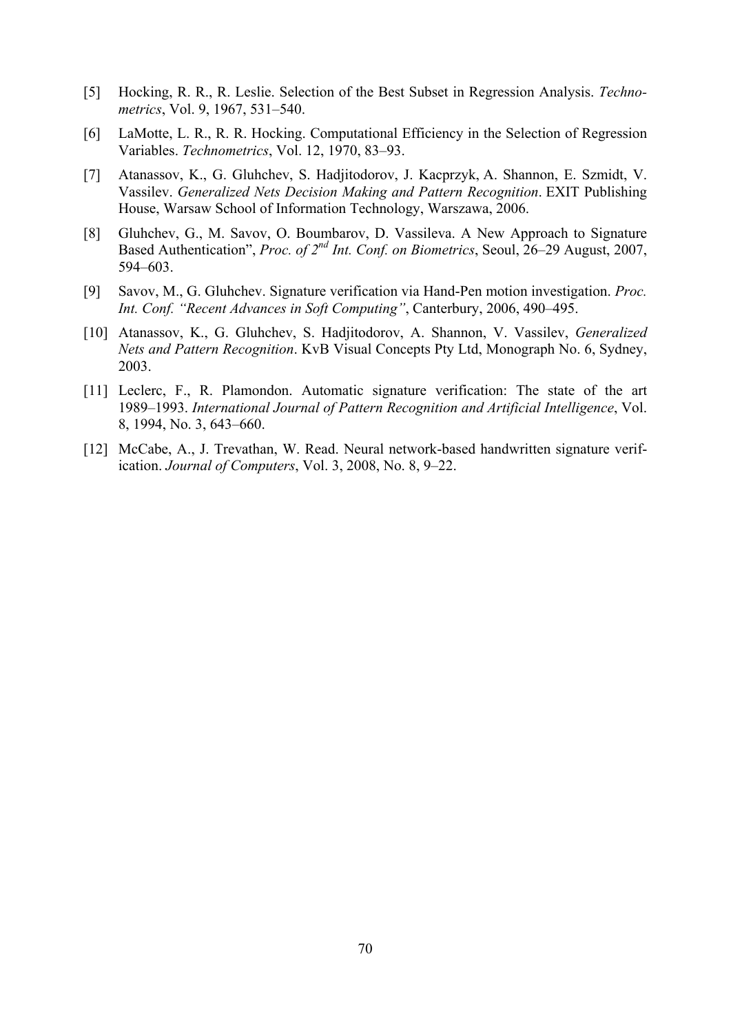[5] Hocking, R. R., R. Leslie. Selection of the Best Subset in Regression Analysis. *Technometrics*, Vol. 9, 1967, 531–540.

[6] LaMotte, L. R., R. R. Hocking. Computational Efficiency in the Selection of Regression Variables. *Technometrics*, Vol. 12, 1970, 83–93.

[7] Atanassov, K., G. Gluhchev, S. Hadjitodorov, J. Kacprzyk, A. Shannon, E. Szmidt, V. Vassilev. *Generalized Nets Decision Making and Pattern Recognition*. EXIT Publishing House, Warsaw School of Information Technology, Warszawa, 2006.

[8] Gluhchev, G., M. Savov, O. Boumbarov, D. Vassileva. A New Approach to Signature Based Authentication", *Proc. of 2nd Int. Conf. on Biometrics*, Seoul, 26–29 August, 2007, 594–603.

[9] Savov, M., G. Gluhchev. Signature verification via Hand-Pen motion investigation. *Proc. Int. Conf. "Recent Advances in Soft Computing"*, Canterbury, 2006, 490–495.

[10] Atanassov, K., G. Gluhchev, S. Hadjitodorov, A. Shannon, V. Vassilev, *Generalized Nets and Pattern Recognition*. KvB Visual Concepts Pty Ltd, Monograph No. 6, Sydney, 2003.

[11] Leclerc, F., R. Plamondon. Automatic signature verification: The state of the art 1989–1993. *International Journal of Pattern Recognition and Artificial Intelligence*, Vol. 8, 1994, No. 3, 643–660.

[12] McCabe, A., J. Trevathan, W. Read. Neural network-based handwritten signature verification. *Journal of Computers*, Vol. 3, 2008, No. 8, 9–22.